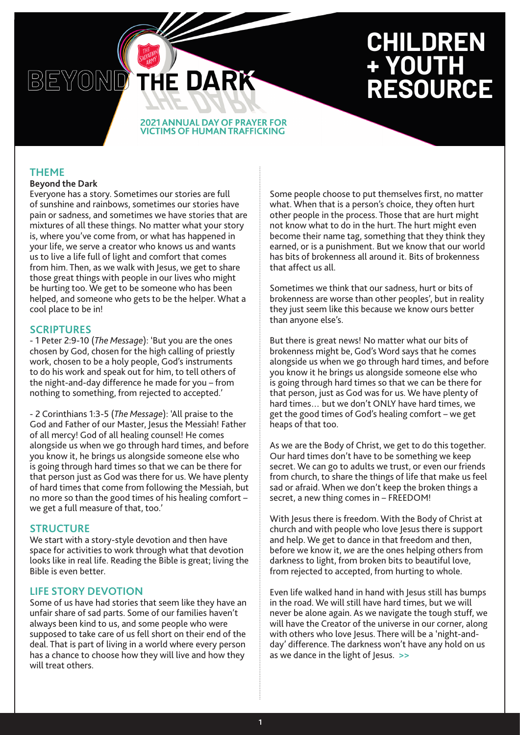# BEYOND THE DARK

**2021 ANNUAL DAY OF PRAYER FOR VICTIMS OF HUMAN TRAFFICKING**

# CHILDREN + YOUTH RESOURCE

## THEME

**Beyond the Dark**

Everyone has a story. Sometimes our stories are full of sunshine and rainbows, sometimes our stories have pain or sadness, and sometimes we have stories that are mixtures of all these things. No matter what your story is, where you've come from, or what has happened in your life, we serve a creator who knows us and wants us to live a life full of light and comfort that comes from him. Then, as we walk with Jesus, we get to share those great things with people in our lives who might be hurting too. We get to be someone who has been helped, and someone who gets to be the helper. What a cool place to be in!

## SCRIPTURES

- 1 Peter 2:9-10 (*The Message*): 'But you are the ones chosen by God, chosen for the high calling of priestly work, chosen to be a holy people, God's instruments to do his work and speak out for him, to tell others of the night-and-day difference he made for you – from nothing to something, from rejected to accepted.'

- 2 Corinthians 1:3-5 (*The Message*): 'All praise to the God and Father of our Master, Jesus the Messiah! Father of all mercy! God of all healing counsel! He comes alongside us when we go through hard times, and before you know it, he brings us alongside someone else who is going through hard times so that we can be there for that person just as God was there for us. We have plenty of hard times that come from following the Messiah, but no more so than the good times of his healing comfort – we get a full measure of that, too.'

## STRUCTURE

We start with a story-style devotion and then have space for activities to work through what that devotion looks like in real life. Reading the Bible is great; living the Bible is even better.

## LIFE STORY DEVOTION

Some of us have had stories that seem like they have an unfair share of sad parts. Some of our families haven't always been kind to us, and some people who were supposed to take care of us fell short on their end of the deal. That is part of living in a world where every person has a chance to choose how they will live and how they will treat others.

Some people choose to put themselves first, no matter what. When that is a person's choice, they often hurt other people in the process. Those that are hurt might not know what to do in the hurt. The hurt might even become their name tag, something that they think they earned, or is a punishment. But we know that our world has bits of brokenness all around it. Bits of brokenness that affect us all.

Sometimes we think that our sadness, hurt or bits of brokenness are worse than other peoples', but in reality they just seem like this because we know ours better than anyone else's.

But there is great news! No matter what our bits of brokenness might be, God's Word says that he comes alongside us when we go through hard times, and before you know it he brings us alongside someone else who is going through hard times so that we can be there for that person, just as God was for us. We have plenty of hard times… but we don't ONLY have hard times, we get the good times of God's healing comfort – we get heaps of that too.

As we are the Body of Christ, we get to do this together. Our hard times don't have to be something we keep secret. We can go to adults we trust, or even our friends from church, to share the things of life that make us feel sad or afraid. When we don't keep the broken things a secret, a new thing comes in – FREEDOM!

With Jesus there is freedom. With the Body of Christ at church and with people who love Jesus there is support and help. We get to dance in that freedom and then, before we know it, *we* are the ones helping others from darkness to light, from broken bits to beautiful love, from rejected to accepted, from hurting to whole.

Even life walked hand in hand with Jesus still has bumps in the road. We will still have hard times, but we will never be alone again. As we navigate the tough stuff, we will have the Creator of the universe in our corner, along with others who love Jesus. There will be a 'night-and-day' difference. The darkness won't have any hold on us as we dance in the light of Jesus. >>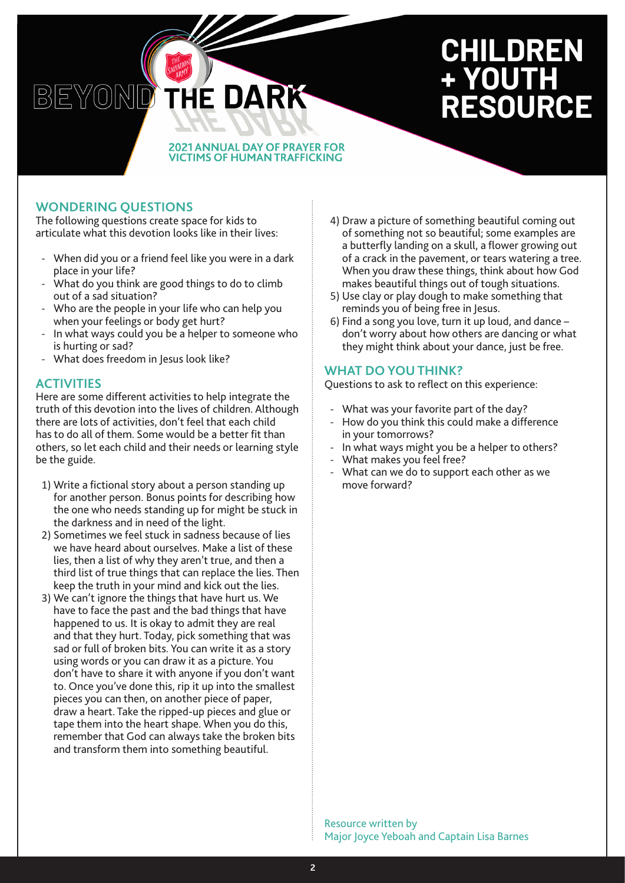# BEYOND THE DARK

2021 ANNUAL DAY OF PRAYER FOR VICTIMS OF HUMAN TRAFFICKING

# CHILDREN + YOUTH RESOURCE

## WONDERING QUESTIONS

The following questions create space for kids to articulate what this devotion looks like in their lives:

- When did you or a friend feel like you were in a dark place in your life?
- What do you think are good things to do to climb out of a sad situation?
- Who are the people in your life who can help you when your feelings or body get hurt?
- In what ways could you be a helper to someone who is hurting or sad?
- What does freedom in Jesus look like?

## ACTIVITIES

Here are some different activities to help integrate the truth of this devotion into the lives of children. Although there are lots of activities, don't feel that each child has to do all of them. Some would be a better fit than others, so let each child and their needs or learning style be the guide.

1) Write a fictional story about a person standing up for another person. Bonus points for describing how the one who needs standing up for might be stuck in the darkness and in need of the light.
2) Sometimes we feel stuck in sadness because of lies we have heard about ourselves. Make a list of these lies, then a list of why they aren't true, and then a third list of true things that can replace the lies. Then keep the truth in your mind and kick out the lies.
3) We can't ignore the things that have hurt us. We have to face the past and the bad things that have happened to us. It is okay to admit they are real and that they hurt. Today, pick something that was sad or full of broken bits. You can write it as a story using words or you can draw it as a picture. You don't have to share it with anyone if you don't want to. Once you've done this, rip it up into the smallest pieces you can then, on another piece of paper, draw a heart. Take the ripped-up pieces and glue or tape them into the heart shape. When you do this, remember that God can always take the broken bits and transform them into something beautiful.
4) Draw a picture of something beautiful coming out of something not so beautiful; some examples are a butterfly landing on a skull, a flower growing out of a crack in the pavement, or tears watering a tree. When you draw these things, think about how God makes beautiful things out of tough situations.
5) Use clay or play dough to make something that reminds you of being free in Jesus.
6) Find a song you love, turn it up loud, and dance – don't worry about how others are dancing or what they might think about your dance, just be free.

## WHAT DO YOU THINK?

Questions to ask to reflect on this experience:

- What was your favorite part of the day?
- How do you think this could make a difference in your tomorrows?
- In what ways might you be a helper to others?
- What makes you feel free?
- What can we do to support each other as we move forward?

Resource written by
Major Joyce Yeboah and Captain Lisa Barnes